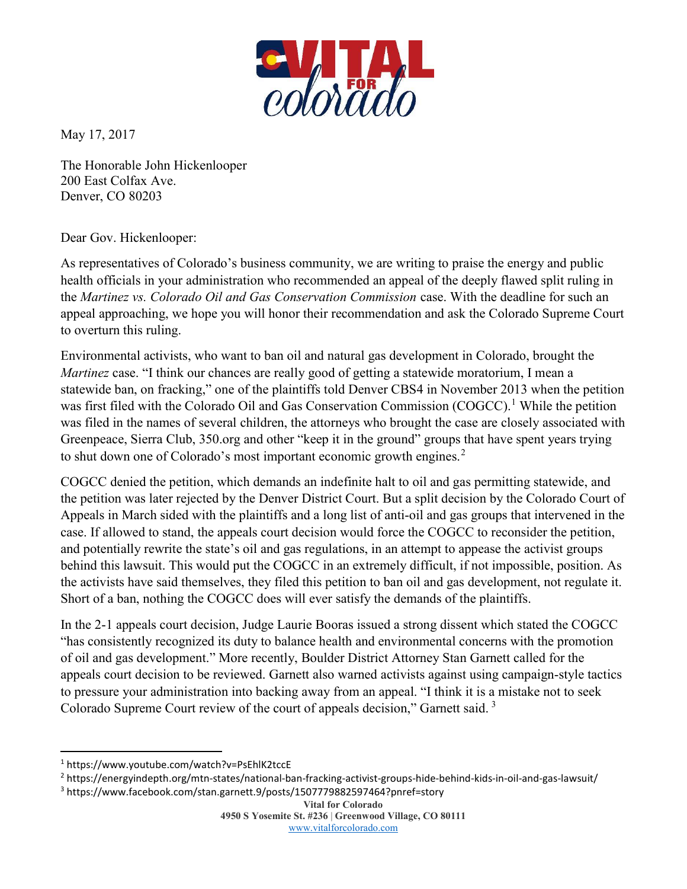May 17, 2017

The Honorable John Hickenlooper
200 East Colfax Ave.
Denver, CO 80203

Dear Gov. Hickenlooper:

As representatives of Colorado's business community, we are writing to praise the energy and public health officials in your administration who recommended an appeal of the deeply flawed split ruling in the *Martinez vs. Colorado Oil and Gas Conservation Commission* case. With the deadline for such an appeal approaching, we hope you will honor their recommendation and ask the Colorado Supreme Court to overturn this ruling.

Environmental activists, who want to ban oil and natural gas development in Colorado, brought the *Martinez* case. "I think our chances are really good of getting a statewide moratorium, I mean a statewide ban, on fracking," one of the plaintiffs told Denver CBS4 in November 2013 when the petition was first filed with the Colorado Oil and Gas Conservation Commission (COGCC).[1] While the petition was filed in the names of several children, the attorneys who brought the case are closely associated with Greenpeace, Sierra Club, 350.org and other "keep it in the ground" groups that have spent years trying to shut down one of Colorado's most important economic growth engines.[2]

COGCC denied the petition, which demands an indefinite halt to oil and gas permitting statewide, and the petition was later rejected by the Denver District Court. But a split decision by the Colorado Court of Appeals in March sided with the plaintiffs and a long list of anti-oil and gas groups that intervened in the case. If allowed to stand, the appeals court decision would force the COGCC to reconsider the petition, and potentially rewrite the state's oil and gas regulations, in an attempt to appease the activist groups behind this lawsuit. This would put the COGCC in an extremely difficult, if not impossible, position. As the activists have said themselves, they filed this petition to ban oil and gas development, not regulate it. Short of a ban, nothing the COGCC does will ever satisfy the demands of the plaintiffs.

In the 2-1 appeals court decision, Judge Laurie Booras issued a strong dissent which stated the COGCC "has consistently recognized its duty to balance health and environmental concerns with the promotion of oil and gas development." More recently, Boulder District Attorney Stan Garnett called for the appeals court decision to be reviewed. Garnett also warned activists against using campaign-style tactics to pressure your administration into backing away from an appeal. "I think it is a mistake not to seek Colorado Supreme Court review of the court of appeals decision," Garnett said.[3]

---

[1] https://www.youtube.com/watch?v=PsEhlK2tccE

[2] https://energyindepth.org/mtn-states/national-ban-fracking-activist-groups-hide-behind-kids-in-oil-and-gas-lawsuit/

[3] https://www.facebook.com/stan.garnett.9/posts/1507779882597464?pnref=story

**Vital for Colorado**
**4950 S Yosemite St. #236 | Greenwood Village, CO 80111**
www.vitalforcolorado.com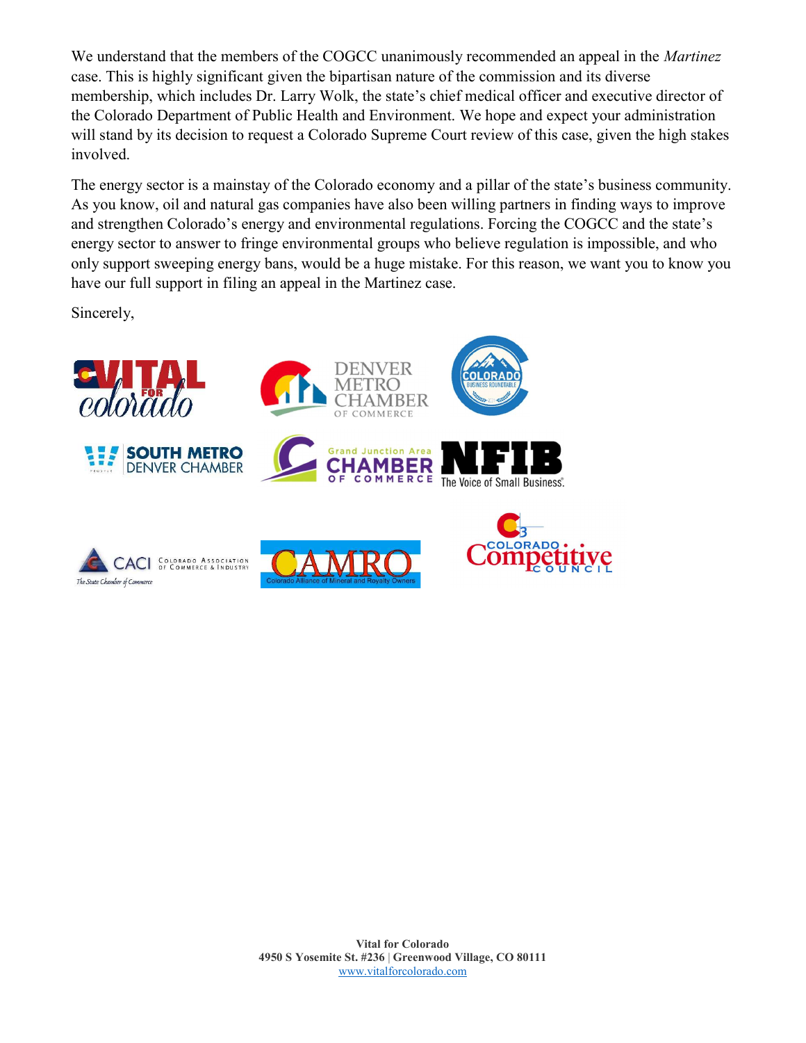We understand that the members of the COGCC unanimously recommended an appeal in the *Martinez* case. This is highly significant given the bipartisan nature of the commission and its diverse membership, which includes Dr. Larry Wolk, the state's chief medical officer and executive director of the Colorado Department of Public Health and Environment. We hope and expect your administration will stand by its decision to request a Colorado Supreme Court review of this case, given the high stakes involved.

The energy sector is a mainstay of the Colorado economy and a pillar of the state's business community. As you know, oil and natural gas companies have also been willing partners in finding ways to improve and strengthen Colorado's energy and environmental regulations. Forcing the COGCC and the state's energy sector to answer to fringe environmental groups who believe regulation is impossible, and who only support sweeping energy bans, would be a huge mistake. For this reason, we want you to know you have our full support in filing an appeal in the Martinez case.

Sincerely,

VITAL FOR colorado

DENVER METRO CHAMBER OF COMMERCE

COLORADO BUSINESS ROUNDTABLE

SOUTH METRO DENVER CHAMBER

Grand Junction Area CHAMBER OF COMMERCE

NFIB The Voice of Small Business.

CACI Colorado Association of Commerce & Industry The State Chamber of Commerce

CAMRO Colorado Alliance of Mineral and Royalty Owners

C3 COLORADO Competitive COUNCIL

**Vital for Colorado**
**4950 S Yosemite St. #236 | Greenwood Village, CO 80111**
www.vitalforcolorado.com